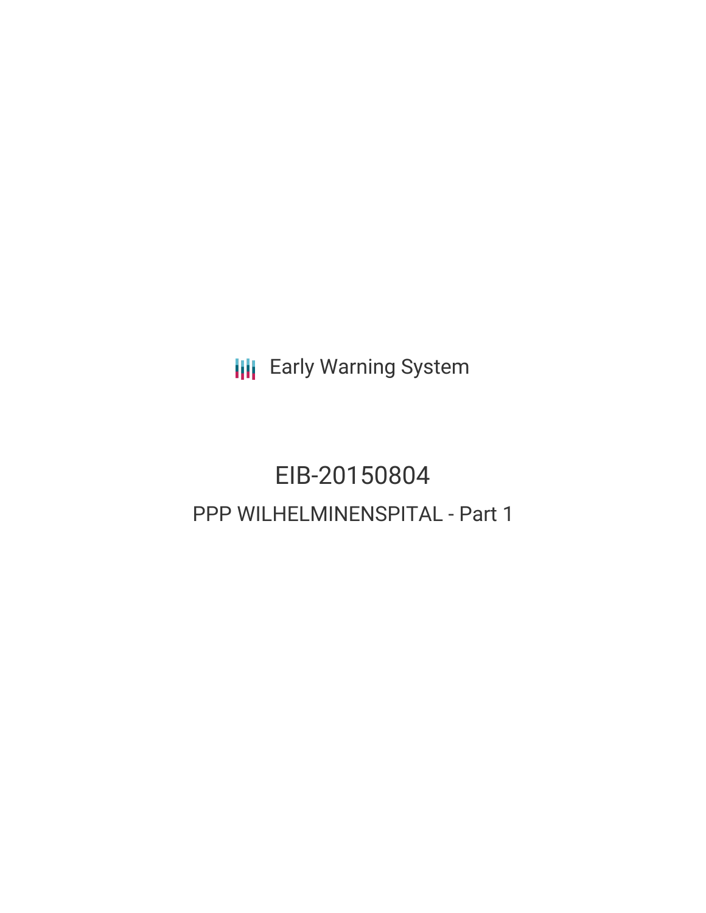Early Warning System

# EIB-20150804

## PPP WILHELMINENSPITAL - Part 1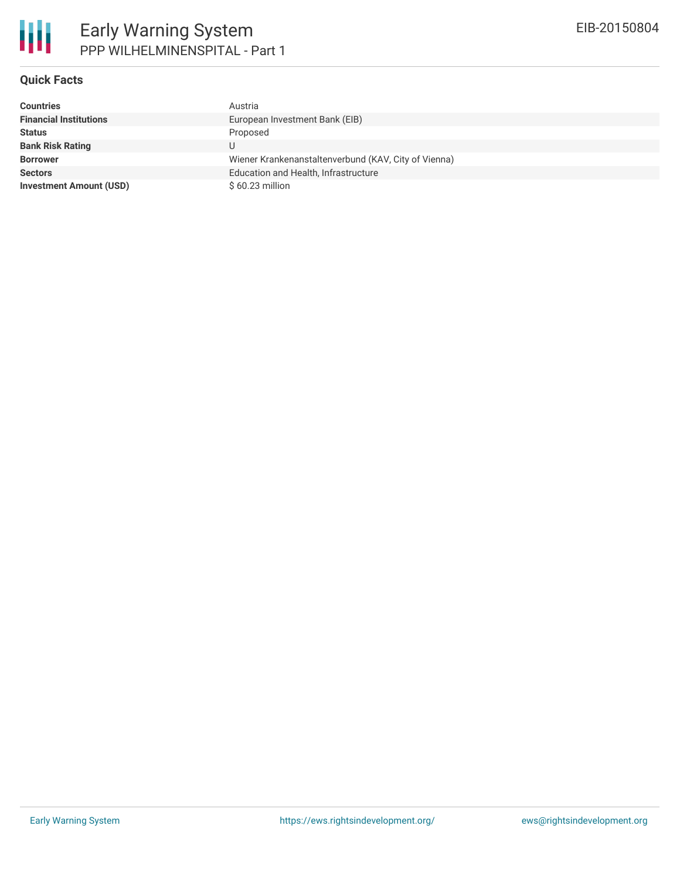# Early Warning System

## PPP WILHELMINENSPITAL - Part 1

EIB-20150804

### Quick Facts

| | |
|---|---|
| **Countries** | Austria |
| **Financial Institutions** | European Investment Bank (EIB) |
| **Status** | Proposed |
| **Bank Risk Rating** | U |
| **Borrower** | Wiener Krankenanstaltenverbund (KAV, City of Vienna) |
| **Sectors** | Education and Health, Infrastructure |
| **Investment Amount (USD)** | $ 60.23 million |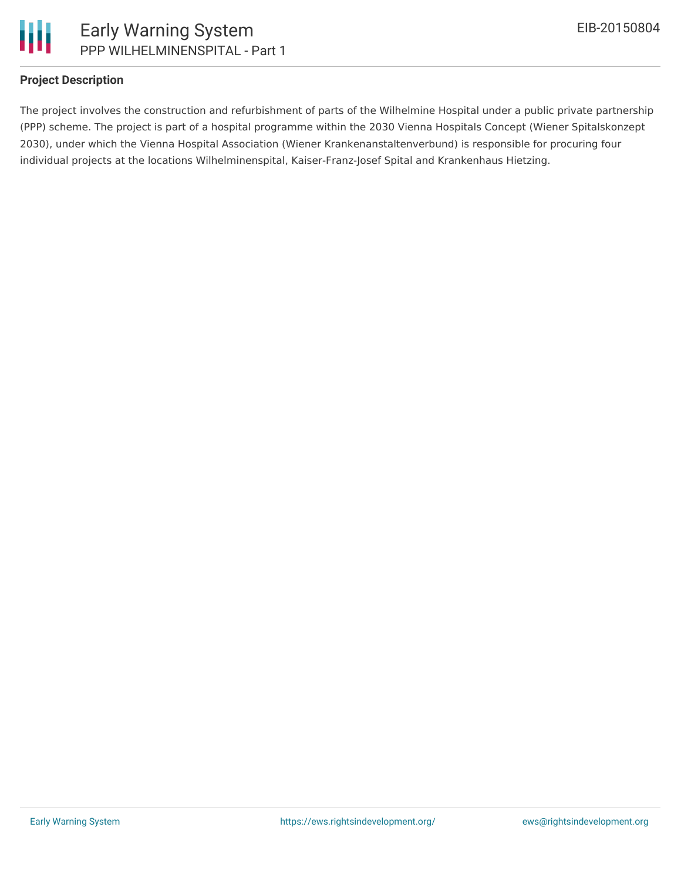## Project Description

The project involves the construction and refurbishment of parts of the Wilhelmine Hospital under a public private partnership (PPP) scheme. The project is part of a hospital programme within the 2030 Vienna Hospitals Concept (Wiener Spitalskonzept 2030), under which the Vienna Hospital Association (Wiener Krankenanstaltenverbund) is responsible for procuring four individual projects at the locations Wilhelminenspital, Kaiser-Franz-Josef Spital and Krankenhaus Hietzing.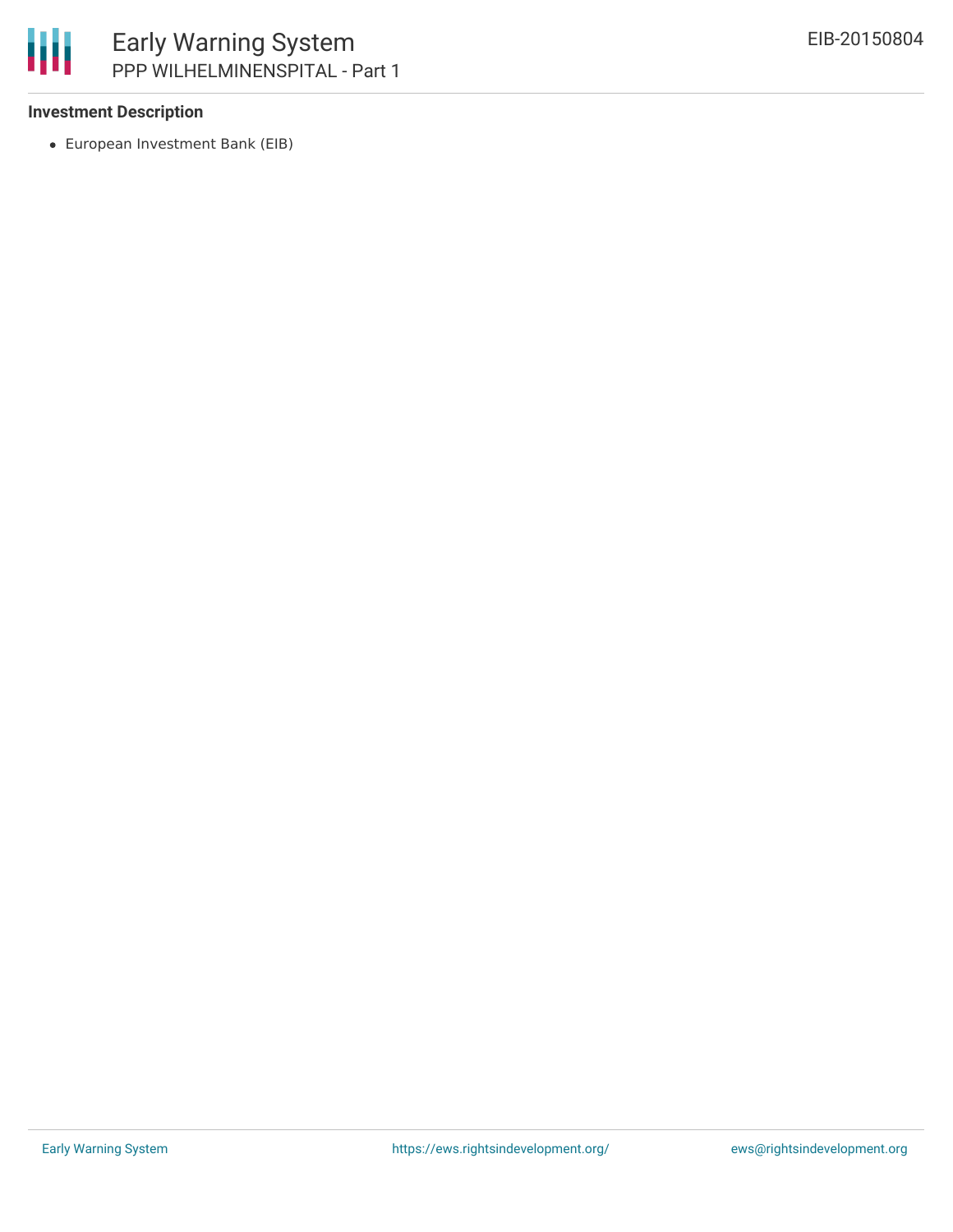### Investment Description

- European Investment Bank (EIB)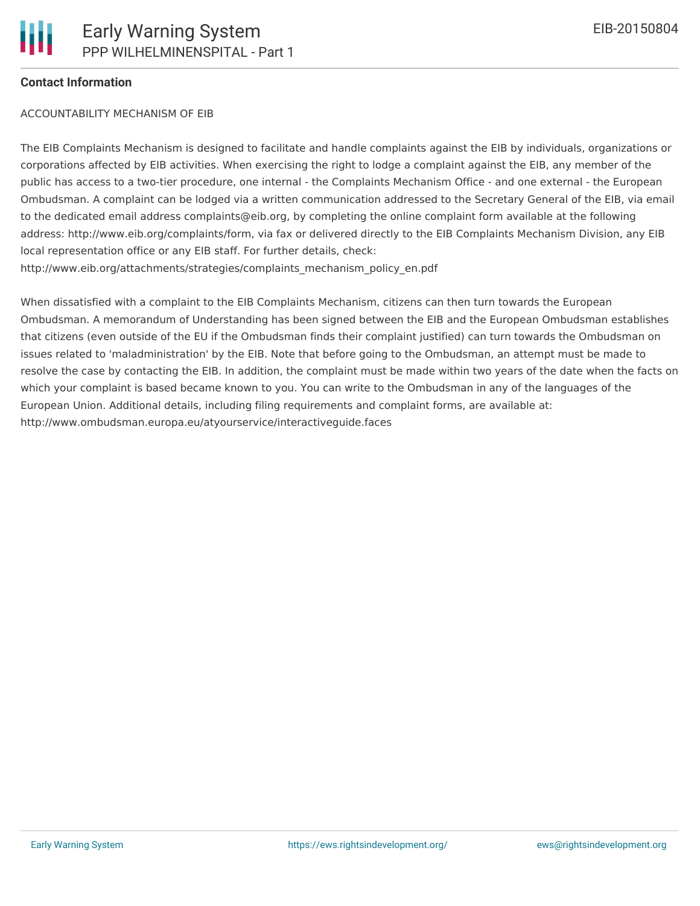**Contact Information**

ACCOUNTABILITY MECHANISM OF EIB

The EIB Complaints Mechanism is designed to facilitate and handle complaints against the EIB by individuals, organizations or corporations affected by EIB activities. When exercising the right to lodge a complaint against the EIB, any member of the public has access to a two-tier procedure, one internal - the Complaints Mechanism Office - and one external - the European Ombudsman. A complaint can be lodged via a written communication addressed to the Secretary General of the EIB, via email to the dedicated email address complaints@eib.org, by completing the online complaint form available at the following address: http://www.eib.org/complaints/form, via fax or delivered directly to the EIB Complaints Mechanism Division, any EIB local representation office or any EIB staff. For further details, check: http://www.eib.org/attachments/strategies/complaints_mechanism_policy_en.pdf

When dissatisfied with a complaint to the EIB Complaints Mechanism, citizens can then turn towards the European Ombudsman. A memorandum of Understanding has been signed between the EIB and the European Ombudsman establishes that citizens (even outside of the EU if the Ombudsman finds their complaint justified) can turn towards the Ombudsman on issues related to 'maladministration' by the EIB. Note that before going to the Ombudsman, an attempt must be made to resolve the case by contacting the EIB. In addition, the complaint must be made within two years of the date when the facts on which your complaint is based became known to you. You can write to the Ombudsman in any of the languages of the European Union. Additional details, including filing requirements and complaint forms, are available at: http://www.ombudsman.europa.eu/atyourservice/interactiveguide.faces